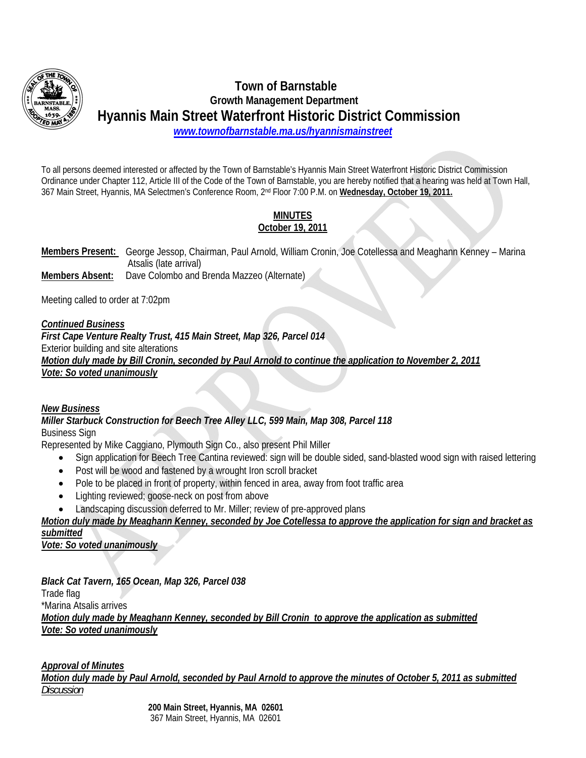# Town of Barnstable

## Growth Management Department

# Hyannis Main Street Waterfront Historic District Commission

***www.townofbarnstable.ma.us/hyannismainstreet***

To all persons deemed interested or affected by the Town of Barnstable's Hyannis Main Street Waterfront Historic District Commission Ordinance under Chapter 112, Article III of the Code of the Town of Barnstable, you are hereby notified that a hearing was held at Town Hall, 367 Main Street, Hyannis, MA Selectmen's Conference Room, 2nd Floor 7:00 P.M. on **Wednesday, October 19, 2011.**

**MINUTES**
**October 19, 2011**

**Members Present:** George Jessop, Chairman, Paul Arnold, William Cronin, Joe Cotellessa and Meaghann Kenney – Marina Atsalis (late arrival)
**Members Absent:** Dave Colombo and Brenda Mazzeo (Alternate)

Meeting called to order at 7:02pm

***Continued Business***
***First Cape Venture Realty Trust, 415 Main Street, Map 326, Parcel 014***
Exterior building and site alterations
***Motion duly made by Bill Cronin, seconded by Paul Arnold to continue the application to November 2, 2011***
***Vote: So voted unanimously***

***New Business***
***Miller Starbuck Construction for Beech Tree Alley LLC, 599 Main, Map 308, Parcel 118***
Business Sign
Represented by Mike Caggiano, Plymouth Sign Co., also present Phil Miller

- Sign application for Beech Tree Cantina reviewed: sign will be double sided, sand-blasted wood sign with raised lettering
- Post will be wood and fastened by a wrought Iron scroll bracket
- Pole to be placed in front of property, within fenced in area, away from foot traffic area
- Lighting reviewed; goose-neck on post from above
- Landscaping discussion deferred to Mr. Miller; review of pre-approved plans

***Motion duly made by Meaghann Kenney, seconded by Joe Cotellessa to approve the application for sign and bracket as submitted***
***Vote: So voted unanimously***

***Black Cat Tavern, 165 Ocean, Map 326, Parcel 038***
Trade flag
*Marina Atsalis arrives
***Motion duly made by Meaghann Kenney, seconded by Bill Cronin to approve the application as submitted***
***Vote: So voted unanimously***

***Approval of Minutes***
***Motion duly made by Paul Arnold, seconded by Paul Arnold to approve the minutes of October 5, 2011 as submitted***
*Discussion*

**200 Main Street, Hyannis, MA 02601**
367 Main Street, Hyannis, MA 02601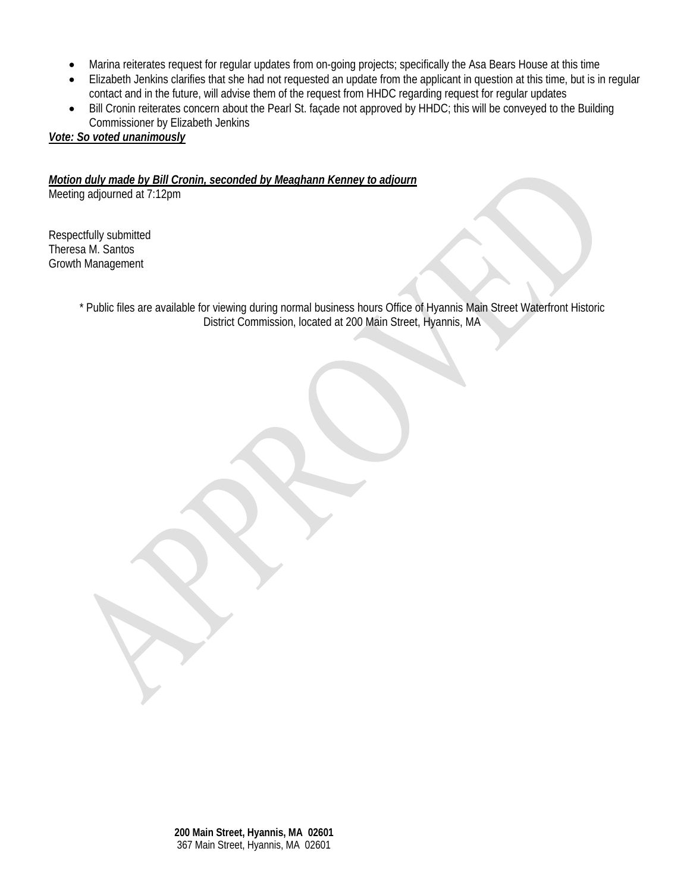- Marina reiterates request for regular updates from on-going projects; specifically the Asa Bears House at this time
- Elizabeth Jenkins clarifies that she had not requested an update from the applicant in question at this time, but is in regular contact and in the future, will advise them of the request from HHDC regarding request for regular updates
- Bill Cronin reiterates concern about the Pearl St. façade not approved by HHDC; this will be conveyed to the Building Commissioner by Elizabeth Jenkins

***Vote: So voted unanimously***

***Motion duly made by Bill Cronin, seconded by Meaghann Kenney to adjourn***
Meeting adjourned at 7:12pm

Respectfully submitted
Theresa M. Santos
Growth Management

\* Public files are available for viewing during normal business hours Office of Hyannis Main Street Waterfront Historic District Commission, located at 200 Main Street, Hyannis, MA

**200 Main Street, Hyannis, MA 02601**
367 Main Street, Hyannis, MA 02601